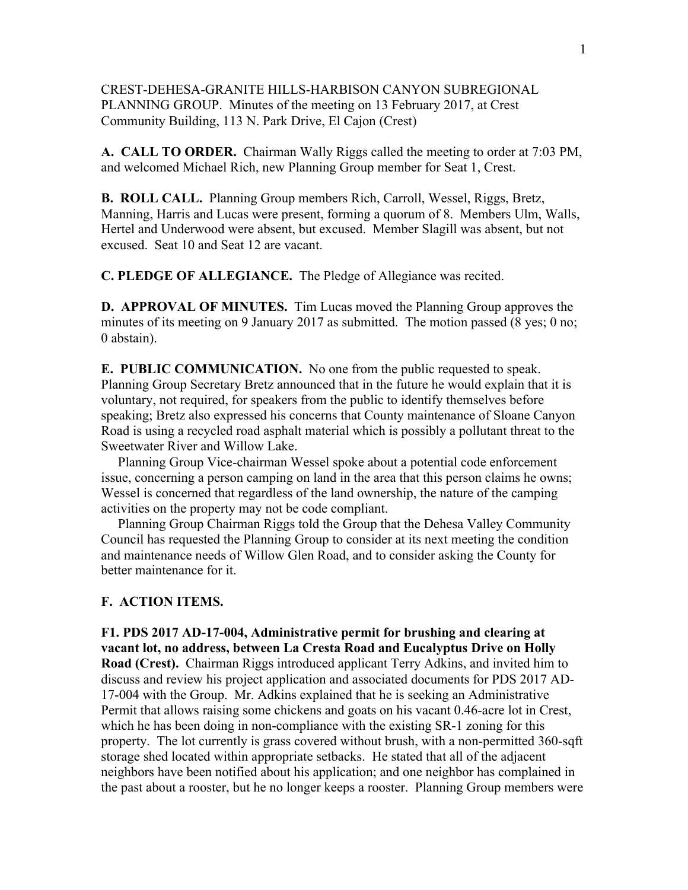CREST-DEHESA-GRANITE HILLS-HARBISON CANYON SUBREGIONAL PLANNING GROUP. Minutes of the meeting on 13 February 2017, at Crest Community Building, 113 N. Park Drive, El Cajon (Crest)

**A. CALL TO ORDER.** Chairman Wally Riggs called the meeting to order at 7:03 PM, and welcomed Michael Rich, new Planning Group member for Seat 1, Crest.

**B. ROLL CALL.** Planning Group members Rich, Carroll, Wessel, Riggs, Bretz, Manning, Harris and Lucas were present, forming a quorum of 8. Members Ulm, Walls, Hertel and Underwood were absent, but excused. Member Slagill was absent, but not excused. Seat 10 and Seat 12 are vacant.

**C. PLEDGE OF ALLEGIANCE.** The Pledge of Allegiance was recited.

**D. APPROVAL OF MINUTES.** Tim Lucas moved the Planning Group approves the minutes of its meeting on 9 January 2017 as submitted. The motion passed (8 yes; 0 no; 0 abstain).

**E. PUBLIC COMMUNICATION.** No one from the public requested to speak. Planning Group Secretary Bretz announced that in the future he would explain that it is voluntary, not required, for speakers from the public to identify themselves before speaking; Bretz also expressed his concerns that County maintenance of Sloane Canyon Road is using a recycled road asphalt material which is possibly a pollutant threat to the Sweetwater River and Willow Lake.

Planning Group Vice-chairman Wessel spoke about a potential code enforcement issue, concerning a person camping on land in the area that this person claims he owns; Wessel is concerned that regardless of the land ownership, the nature of the camping activities on the property may not be code compliant.

Planning Group Chairman Riggs told the Group that the Dehesa Valley Community Council has requested the Planning Group to consider at its next meeting the condition and maintenance needs of Willow Glen Road, and to consider asking the County for better maintenance for it.

**F. ACTION ITEMS.**

**F1. PDS 2017 AD-17-004, Administrative permit for brushing and clearing at vacant lot, no address, between La Cresta Road and Eucalyptus Drive on Holly Road (Crest).** Chairman Riggs introduced applicant Terry Adkins, and invited him to discuss and review his project application and associated documents for PDS 2017 AD-17-004 with the Group. Mr. Adkins explained that he is seeking an Administrative Permit that allows raising some chickens and goats on his vacant 0.46-acre lot in Crest, which he has been doing in non-compliance with the existing SR-1 zoning for this property. The lot currently is grass covered without brush, with a non-permitted 360-sqft storage shed located within appropriate setbacks. He stated that all of the adjacent neighbors have been notified about his application; and one neighbor has complained in the past about a rooster, but he no longer keeps a rooster. Planning Group members were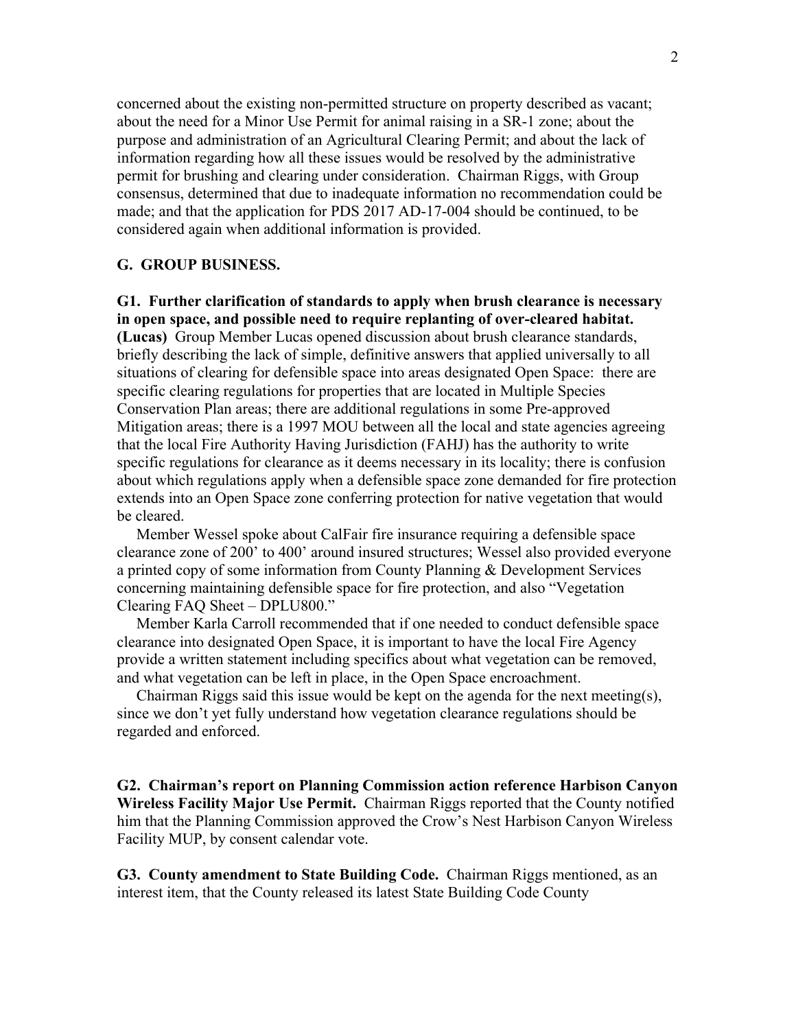concerned about the existing non-permitted structure on property described as vacant; about the need for a Minor Use Permit for animal raising in a SR-1 zone; about the purpose and administration of an Agricultural Clearing Permit; and about the lack of information regarding how all these issues would be resolved by the administrative permit for brushing and clearing under consideration. Chairman Riggs, with Group consensus, determined that due to inadequate information no recommendation could be made; and that the application for PDS 2017 AD-17-004 should be continued, to be considered again when additional information is provided.

## G. GROUP BUSINESS.

**G1. Further clarification of standards to apply when brush clearance is necessary in open space, and possible need to require replanting of over-cleared habitat. (Lucas)** Group Member Lucas opened discussion about brush clearance standards, briefly describing the lack of simple, definitive answers that applied universally to all situations of clearing for defensible space into areas designated Open Space: there are specific clearing regulations for properties that are located in Multiple Species Conservation Plan areas; there are additional regulations in some Pre-approved Mitigation areas; there is a 1997 MOU between all the local and state agencies agreeing that the local Fire Authority Having Jurisdiction (FAHJ) has the authority to write specific regulations for clearance as it deems necessary in its locality; there is confusion about which regulations apply when a defensible space zone demanded for fire protection extends into an Open Space zone conferring protection for native vegetation that would be cleared.

Member Wessel spoke about CalFair fire insurance requiring a defensible space clearance zone of 200' to 400' around insured structures; Wessel also provided everyone a printed copy of some information from County Planning & Development Services concerning maintaining defensible space for fire protection, and also "Vegetation Clearing FAQ Sheet – DPLU800."

Member Karla Carroll recommended that if one needed to conduct defensible space clearance into designated Open Space, it is important to have the local Fire Agency provide a written statement including specifics about what vegetation can be removed, and what vegetation can be left in place, in the Open Space encroachment.

Chairman Riggs said this issue would be kept on the agenda for the next meeting(s), since we don't yet fully understand how vegetation clearance regulations should be regarded and enforced.

**G2. Chairman's report on Planning Commission action reference Harbison Canyon Wireless Facility Major Use Permit.** Chairman Riggs reported that the County notified him that the Planning Commission approved the Crow's Nest Harbison Canyon Wireless Facility MUP, by consent calendar vote.

**G3. County amendment to State Building Code.** Chairman Riggs mentioned, as an interest item, that the County released its latest State Building Code County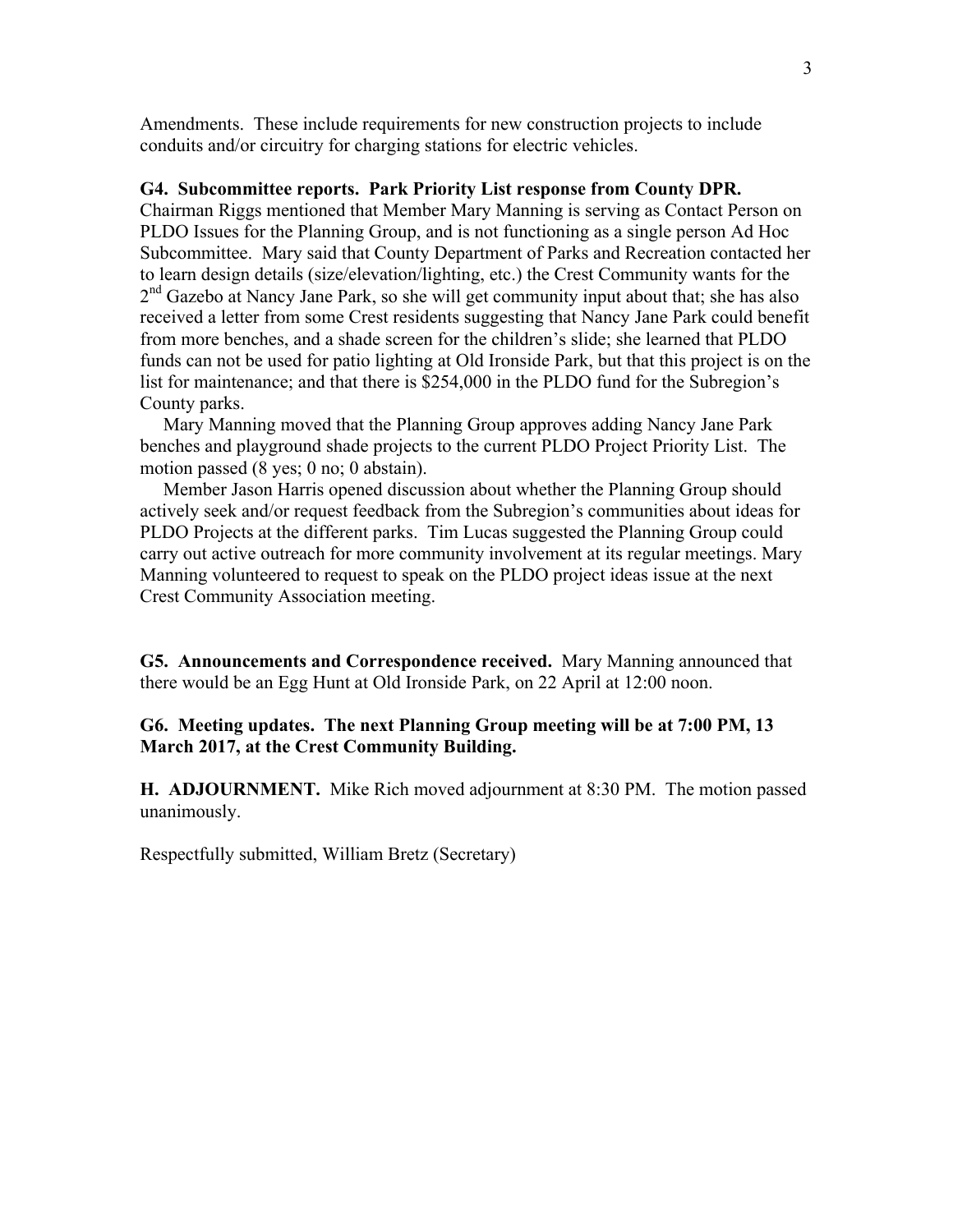Amendments. These include requirements for new construction projects to include conduits and/or circuitry for charging stations for electric vehicles.

**G4. Subcommittee reports. Park Priority List response from County DPR.** Chairman Riggs mentioned that Member Mary Manning is serving as Contact Person on PLDO Issues for the Planning Group, and is not functioning as a single person Ad Hoc Subcommittee. Mary said that County Department of Parks and Recreation contacted her to learn design details (size/elevation/lighting, etc.) the Crest Community wants for the 2nd Gazebo at Nancy Jane Park, so she will get community input about that; she has also received a letter from some Crest residents suggesting that Nancy Jane Park could benefit from more benches, and a shade screen for the children's slide; she learned that PLDO funds can not be used for patio lighting at Old Ironside Park, but that this project is on the list for maintenance; and that there is $254,000 in the PLDO fund for the Subregion's County parks.

Mary Manning moved that the Planning Group approves adding Nancy Jane Park benches and playground shade projects to the current PLDO Project Priority List. The motion passed (8 yes; 0 no; 0 abstain).

Member Jason Harris opened discussion about whether the Planning Group should actively seek and/or request feedback from the Subregion's communities about ideas for PLDO Projects at the different parks. Tim Lucas suggested the Planning Group could carry out active outreach for more community involvement at its regular meetings. Mary Manning volunteered to request to speak on the PLDO project ideas issue at the next Crest Community Association meeting.

**G5. Announcements and Correspondence received.** Mary Manning announced that there would be an Egg Hunt at Old Ironside Park, on 22 April at 12:00 noon.

**G6. Meeting updates. The next Planning Group meeting will be at 7:00 PM, 13 March 2017, at the Crest Community Building.**

**H. ADJOURNMENT.** Mike Rich moved adjournment at 8:30 PM. The motion passed unanimously.

Respectfully submitted, William Bretz (Secretary)